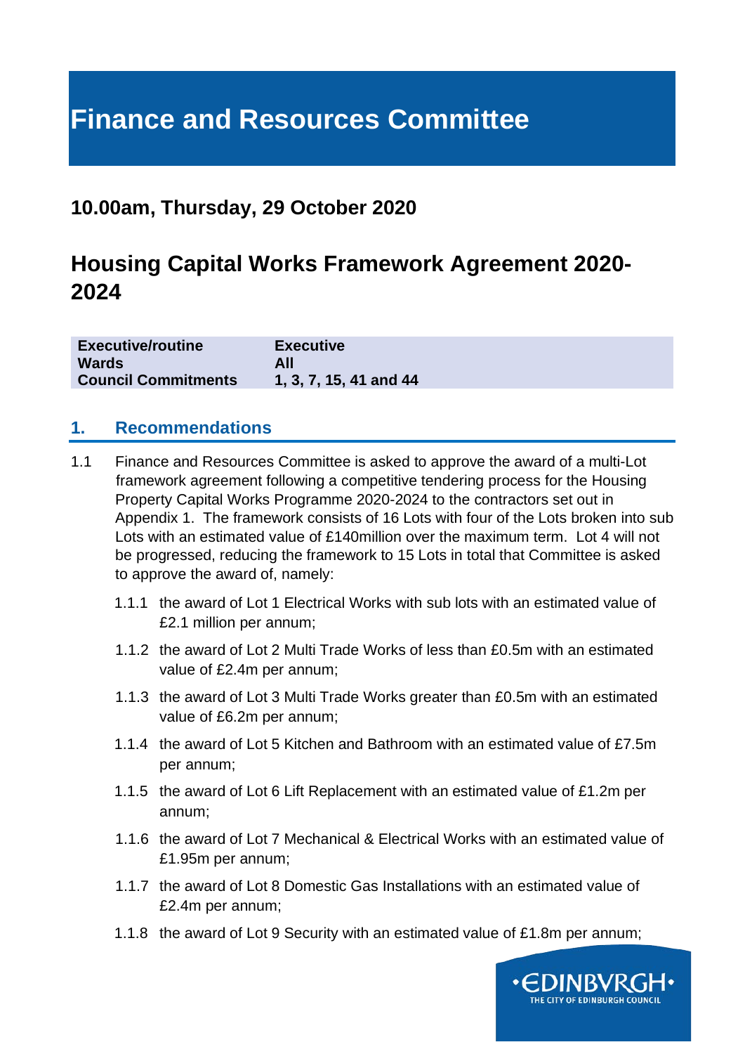# Finance and Resources Committee

## 10.00am, Thursday, 29 October 2020

## Housing Capital Works Framework Agreement 2020-2024

| | |
|---|---|
| **Executive/routine** | **Executive** |
| **Wards** | **All** |
| **Council Commitments** | **1, 3, 7, 15, 41 and 44** |

## 1. Recommendations

1.1 Finance and Resources Committee is asked to approve the award of a multi-Lot framework agreement following a competitive tendering process for the Housing Property Capital Works Programme 2020-2024 to the contractors set out in Appendix 1. The framework consists of 16 Lots with four of the Lots broken into sub Lots with an estimated value of £140million over the maximum term. Lot 4 will not be progressed, reducing the framework to 15 Lots in total that Committee is asked to approve the award of, namely:

1.1.1 the award of Lot 1 Electrical Works with sub lots with an estimated value of £2.1 million per annum;

1.1.2 the award of Lot 2 Multi Trade Works of less than £0.5m with an estimated value of £2.4m per annum;

1.1.3 the award of Lot 3 Multi Trade Works greater than £0.5m with an estimated value of £6.2m per annum;

1.1.4 the award of Lot 5 Kitchen and Bathroom with an estimated value of £7.5m per annum;

1.1.5 the award of Lot 6 Lift Replacement with an estimated value of £1.2m per annum;

1.1.6 the award of Lot 7 Mechanical & Electrical Works with an estimated value of £1.95m per annum;

1.1.7 the award of Lot 8 Domestic Gas Installations with an estimated value of £2.4m per annum;

1.1.8 the award of Lot 9 Security with an estimated value of £1.8m per annum;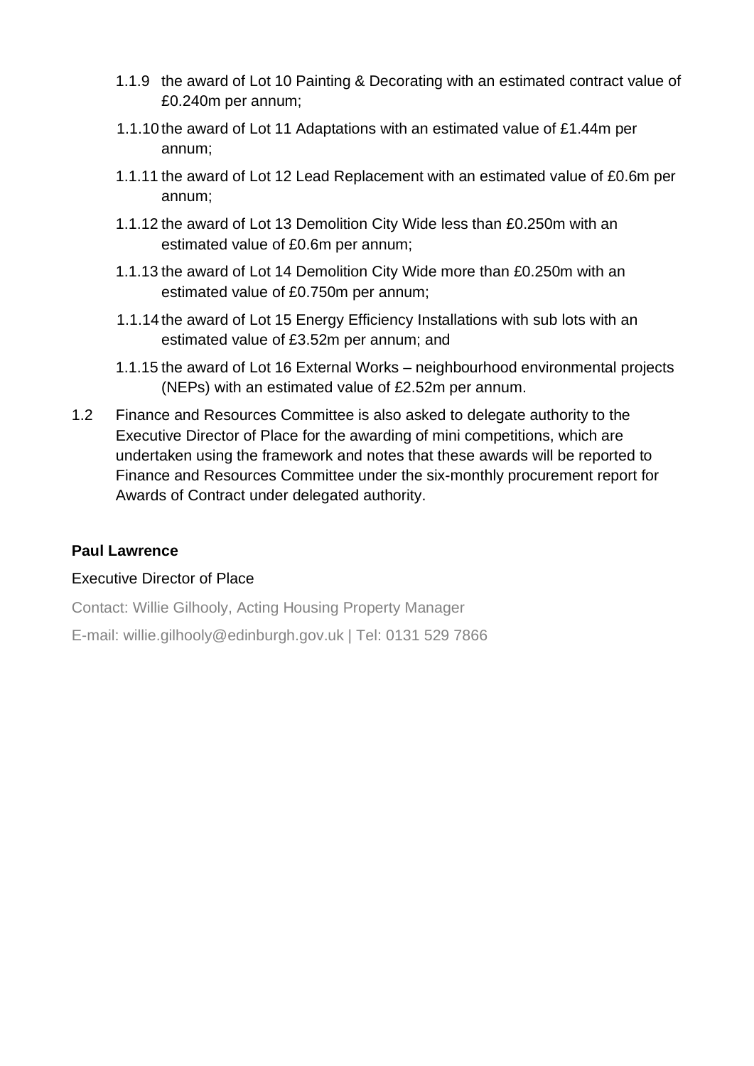1.1.9 the award of Lot 10 Painting & Decorating with an estimated contract value of £0.240m per annum;

1.1.10 the award of Lot 11 Adaptations with an estimated value of £1.44m per annum;

1.1.11 the award of Lot 12 Lead Replacement with an estimated value of £0.6m per annum;

1.1.12 the award of Lot 13 Demolition City Wide less than £0.250m with an estimated value of £0.6m per annum;

1.1.13 the award of Lot 14 Demolition City Wide more than £0.250m with an estimated value of £0.750m per annum;

1.1.14 the award of Lot 15 Energy Efficiency Installations with sub lots with an estimated value of £3.52m per annum; and

1.1.15 the award of Lot 16 External Works – neighbourhood environmental projects (NEPs) with an estimated value of £2.52m per annum.

1.2 Finance and Resources Committee is also asked to delegate authority to the Executive Director of Place for the awarding of mini competitions, which are undertaken using the framework and notes that these awards will be reported to Finance and Resources Committee under the six-monthly procurement report for Awards of Contract under delegated authority.

**Paul Lawrence**

Executive Director of Place

Contact: Willie Gilhooly, Acting Housing Property Manager

E-mail: willie.gilhooly@edinburgh.gov.uk | Tel: 0131 529 7866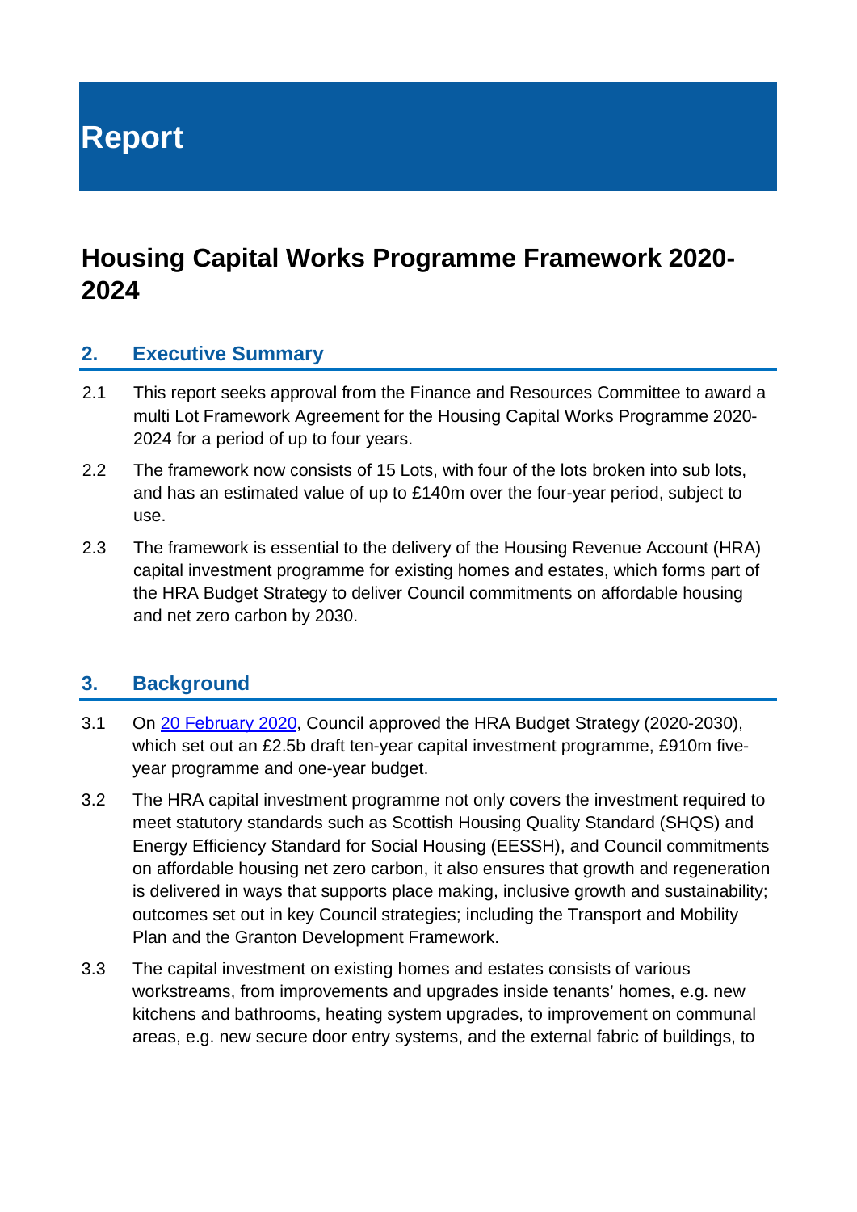# Report

## Housing Capital Works Programme Framework 2020-2024

### 2. Executive Summary

2.1 This report seeks approval from the Finance and Resources Committee to award a multi Lot Framework Agreement for the Housing Capital Works Programme 2020-2024 for a period of up to four years.

2.2 The framework now consists of 15 Lots, with four of the lots broken into sub lots, and has an estimated value of up to £140m over the four-year period, subject to use.

2.3 The framework is essential to the delivery of the Housing Revenue Account (HRA) capital investment programme for existing homes and estates, which forms part of the HRA Budget Strategy to deliver Council commitments on affordable housing and net zero carbon by 2030.

### 3. Background

3.1 On [20 February 2020](), Council approved the HRA Budget Strategy (2020-2030), which set out an £2.5b draft ten-year capital investment programme, £910m five-year programme and one-year budget.

3.2 The HRA capital investment programme not only covers the investment required to meet statutory standards such as Scottish Housing Quality Standard (SHQS) and Energy Efficiency Standard for Social Housing (EESSH), and Council commitments on affordable housing net zero carbon, it also ensures that growth and regeneration is delivered in ways that supports place making, inclusive growth and sustainability; outcomes set out in key Council strategies; including the Transport and Mobility Plan and the Granton Development Framework.

3.3 The capital investment on existing homes and estates consists of various workstreams, from improvements and upgrades inside tenants' homes, e.g. new kitchens and bathrooms, heating system upgrades, to improvement on communal areas, e.g. new secure door entry systems, and the external fabric of buildings, to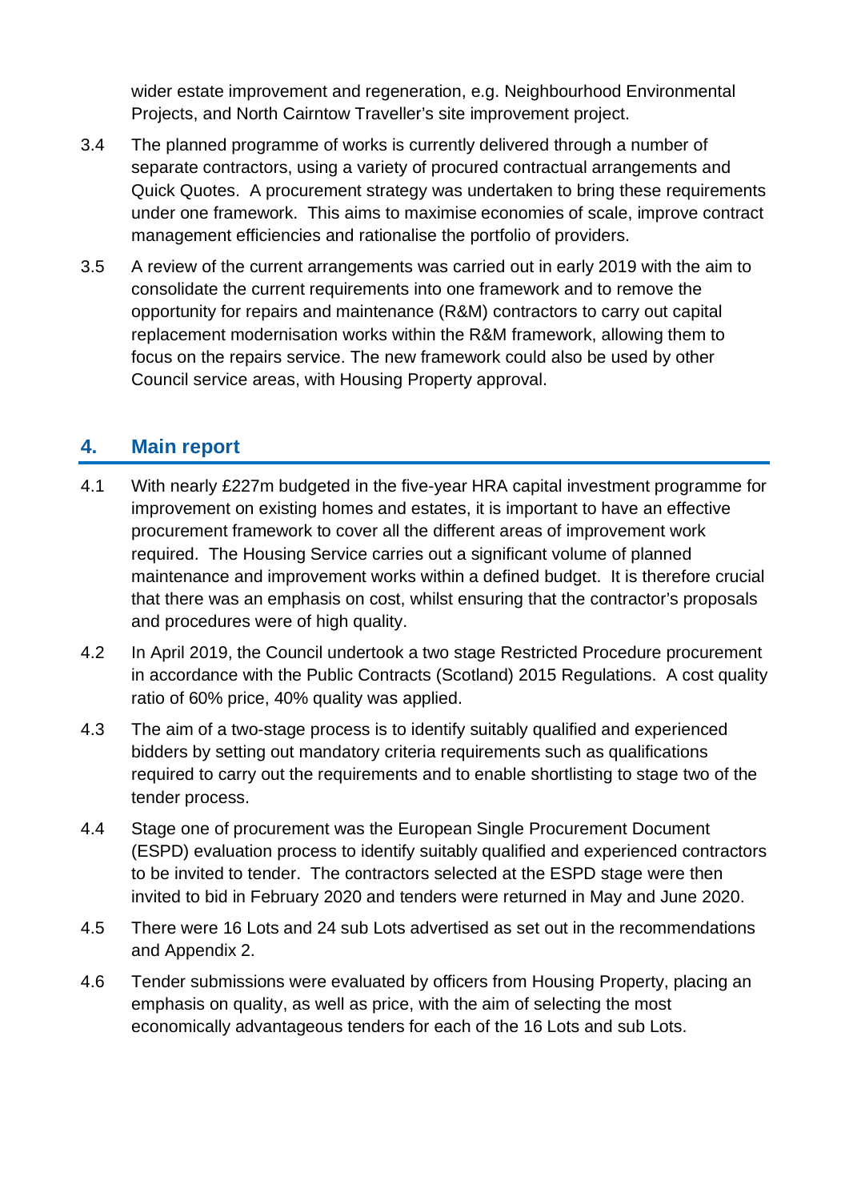wider estate improvement and regeneration, e.g. Neighbourhood Environmental Projects, and North Cairntow Traveller's site improvement project.

3.4 The planned programme of works is currently delivered through a number of separate contractors, using a variety of procured contractual arrangements and Quick Quotes. A procurement strategy was undertaken to bring these requirements under one framework. This aims to maximise economies of scale, improve contract management efficiencies and rationalise the portfolio of providers.

3.5 A review of the current arrangements was carried out in early 2019 with the aim to consolidate the current requirements into one framework and to remove the opportunity for repairs and maintenance (R&M) contractors to carry out capital replacement modernisation works within the R&M framework, allowing them to focus on the repairs service. The new framework could also be used by other Council service areas, with Housing Property approval.

## 4. Main report

4.1 With nearly £227m budgeted in the five-year HRA capital investment programme for improvement on existing homes and estates, it is important to have an effective procurement framework to cover all the different areas of improvement work required. The Housing Service carries out a significant volume of planned maintenance and improvement works within a defined budget. It is therefore crucial that there was an emphasis on cost, whilst ensuring that the contractor's proposals and procedures were of high quality.

4.2 In April 2019, the Council undertook a two stage Restricted Procedure procurement in accordance with the Public Contracts (Scotland) 2015 Regulations. A cost quality ratio of 60% price, 40% quality was applied.

4.3 The aim of a two-stage process is to identify suitably qualified and experienced bidders by setting out mandatory criteria requirements such as qualifications required to carry out the requirements and to enable shortlisting to stage two of the tender process.

4.4 Stage one of procurement was the European Single Procurement Document (ESPD) evaluation process to identify suitably qualified and experienced contractors to be invited to tender. The contractors selected at the ESPD stage were then invited to bid in February 2020 and tenders were returned in May and June 2020.

4.5 There were 16 Lots and 24 sub Lots advertised as set out in the recommendations and Appendix 2.

4.6 Tender submissions were evaluated by officers from Housing Property, placing an emphasis on quality, as well as price, with the aim of selecting the most economically advantageous tenders for each of the 16 Lots and sub Lots.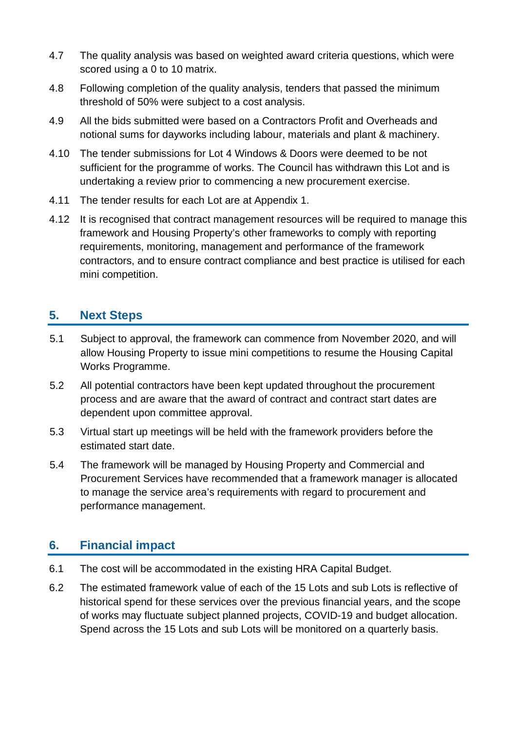4.7 The quality analysis was based on weighted award criteria questions, which were scored using a 0 to 10 matrix.

4.8 Following completion of the quality analysis, tenders that passed the minimum threshold of 50% were subject to a cost analysis.

4.9 All the bids submitted were based on a Contractors Profit and Overheads and notional sums for dayworks including labour, materials and plant & machinery.

4.10 The tender submissions for Lot 4 Windows & Doors were deemed to be not sufficient for the programme of works. The Council has withdrawn this Lot and is undertaking a review prior to commencing a new procurement exercise.

4.11 The tender results for each Lot are at Appendix 1.

4.12 It is recognised that contract management resources will be required to manage this framework and Housing Property's other frameworks to comply with reporting requirements, monitoring, management and performance of the framework contractors, and to ensure contract compliance and best practice is utilised for each mini competition.

## 5. Next Steps

5.1 Subject to approval, the framework can commence from November 2020, and will allow Housing Property to issue mini competitions to resume the Housing Capital Works Programme.

5.2 All potential contractors have been kept updated throughout the procurement process and are aware that the award of contract and contract start dates are dependent upon committee approval.

5.3 Virtual start up meetings will be held with the framework providers before the estimated start date.

5.4 The framework will be managed by Housing Property and Commercial and Procurement Services have recommended that a framework manager is allocated to manage the service area's requirements with regard to procurement and performance management.

## 6. Financial impact

6.1 The cost will be accommodated in the existing HRA Capital Budget.

6.2 The estimated framework value of each of the 15 Lots and sub Lots is reflective of historical spend for these services over the previous financial years, and the scope of works may fluctuate subject planned projects, COVID-19 and budget allocation. Spend across the 15 Lots and sub Lots will be monitored on a quarterly basis.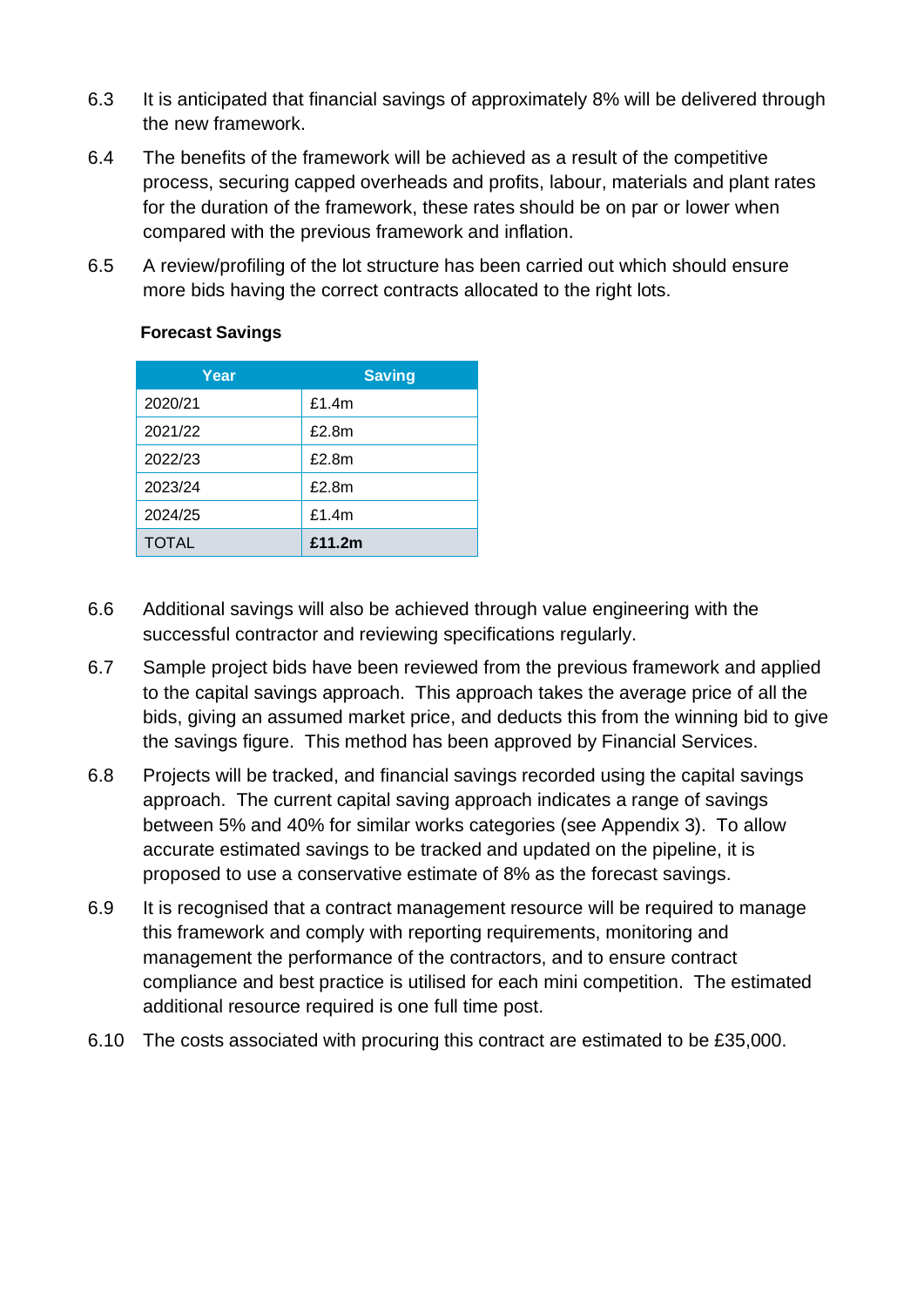6.3 It is anticipated that financial savings of approximately 8% will be delivered through the new framework.

6.4 The benefits of the framework will be achieved as a result of the competitive process, securing capped overheads and profits, labour, materials and plant rates for the duration of the framework, these rates should be on par or lower when compared with the previous framework and inflation.

6.5 A review/profiling of the lot structure has been carried out which should ensure more bids having the correct contracts allocated to the right lots.

**Forecast Savings**

| Year | Saving |
|---|---|
| 2020/21 | £1.4m |
| 2021/22 | £2.8m |
| 2022/23 | £2.8m |
| 2023/24 | £2.8m |
| 2024/25 | £1.4m |
| TOTAL | **£11.2m** |

6.6 Additional savings will also be achieved through value engineering with the successful contractor and reviewing specifications regularly.

6.7 Sample project bids have been reviewed from the previous framework and applied to the capital savings approach. This approach takes the average price of all the bids, giving an assumed market price, and deducts this from the winning bid to give the savings figure. This method has been approved by Financial Services.

6.8 Projects will be tracked, and financial savings recorded using the capital savings approach. The current capital saving approach indicates a range of savings between 5% and 40% for similar works categories (see Appendix 3). To allow accurate estimated savings to be tracked and updated on the pipeline, it is proposed to use a conservative estimate of 8% as the forecast savings.

6.9 It is recognised that a contract management resource will be required to manage this framework and comply with reporting requirements, monitoring and management the performance of the contractors, and to ensure contract compliance and best practice is utilised for each mini competition. The estimated additional resource required is one full time post.

6.10 The costs associated with procuring this contract are estimated to be £35,000.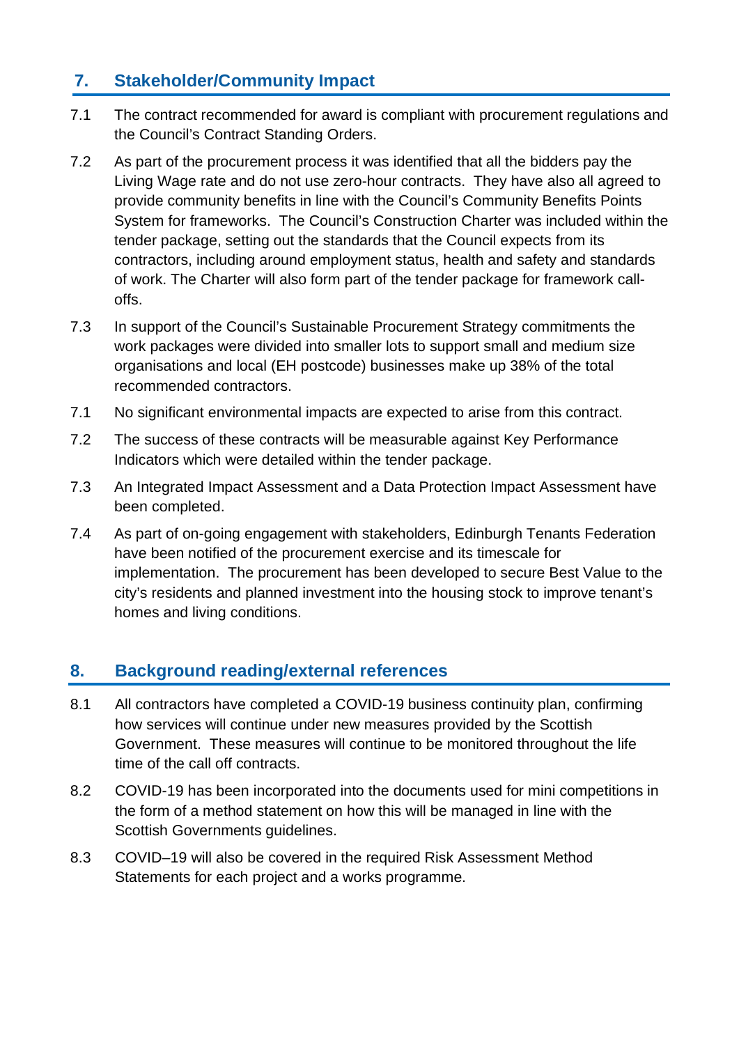## 7. Stakeholder/Community Impact

7.1 The contract recommended for award is compliant with procurement regulations and the Council's Contract Standing Orders.

7.2 As part of the procurement process it was identified that all the bidders pay the Living Wage rate and do not use zero-hour contracts. They have also all agreed to provide community benefits in line with the Council's Community Benefits Points System for frameworks. The Council's Construction Charter was included within the tender package, setting out the standards that the Council expects from its contractors, including around employment status, health and safety and standards of work. The Charter will also form part of the tender package for framework call-offs.

7.3 In support of the Council's Sustainable Procurement Strategy commitments the work packages were divided into smaller lots to support small and medium size organisations and local (EH postcode) businesses make up 38% of the total recommended contractors.

7.1 No significant environmental impacts are expected to arise from this contract.

7.2 The success of these contracts will be measurable against Key Performance Indicators which were detailed within the tender package.

7.3 An Integrated Impact Assessment and a Data Protection Impact Assessment have been completed.

7.4 As part of on-going engagement with stakeholders, Edinburgh Tenants Federation have been notified of the procurement exercise and its timescale for implementation. The procurement has been developed to secure Best Value to the city's residents and planned investment into the housing stock to improve tenant's homes and living conditions.

## 8. Background reading/external references

8.1 All contractors have completed a COVID-19 business continuity plan, confirming how services will continue under new measures provided by the Scottish Government. These measures will continue to be monitored throughout the life time of the call off contracts.

8.2 COVID-19 has been incorporated into the documents used for mini competitions in the form of a method statement on how this will be managed in line with the Scottish Governments guidelines.

8.3 COVID–19 will also be covered in the required Risk Assessment Method Statements for each project and a works programme.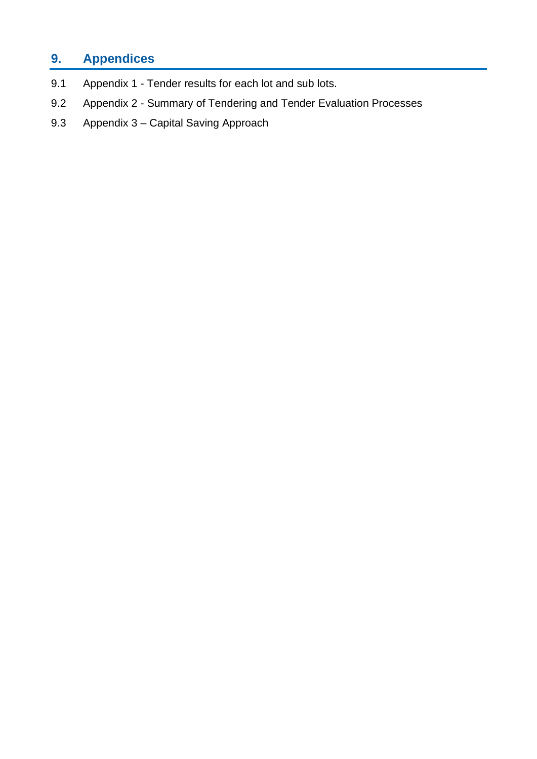## 9. Appendices

9.1 Appendix 1 - Tender results for each lot and sub lots.

9.2 Appendix 2 - Summary of Tendering and Tender Evaluation Processes

9.3 Appendix 3 – Capital Saving Approach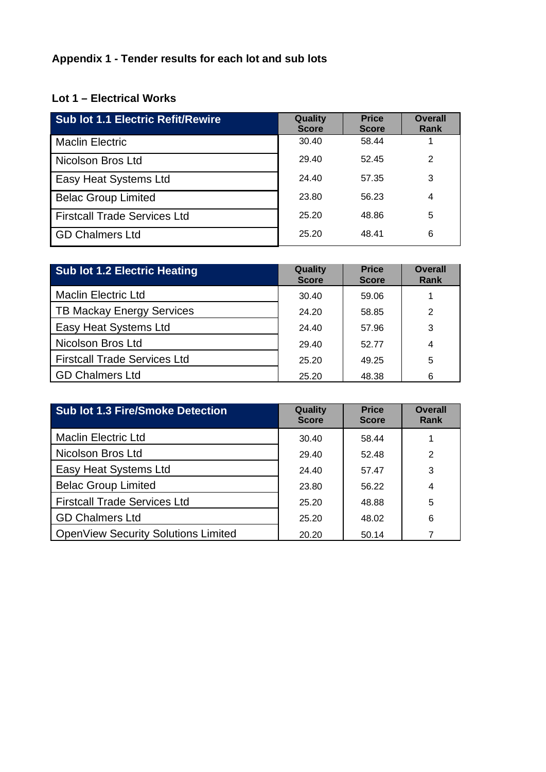## Appendix 1 - Tender results for each lot and sub lots

### Lot 1 – Electrical Works

| Sub lot 1.1 Electric Refit/Rewire | Quality Score | Price Score | Overall Rank |
|---|---|---|---|
| Maclin Electric | 30.40 | 58.44 | 1 |
| Nicolson Bros Ltd | 29.40 | 52.45 | 2 |
| Easy Heat Systems Ltd | 24.40 | 57.35 | 3 |
| Belac Group Limited | 23.80 | 56.23 | 4 |
| Firstcall Trade Services Ltd | 25.20 | 48.86 | 5 |
| GD Chalmers Ltd | 25.20 | 48.41 | 6 |

| Sub lot 1.2 Electric Heating | Quality Score | Price Score | Overall Rank |
|---|---|---|---|
| Maclin Electric Ltd | 30.40 | 59.06 | 1 |
| TB Mackay Energy Services | 24.20 | 58.85 | 2 |
| Easy Heat Systems Ltd | 24.40 | 57.96 | 3 |
| Nicolson Bros Ltd | 29.40 | 52.77 | 4 |
| Firstcall Trade Services Ltd | 25.20 | 49.25 | 5 |
| GD Chalmers Ltd | 25.20 | 48.38 | 6 |

| Sub lot 1.3 Fire/Smoke Detection | Quality Score | Price Score | Overall Rank |
|---|---|---|---|
| Maclin Electric Ltd | 30.40 | 58.44 | 1 |
| Nicolson Bros Ltd | 29.40 | 52.48 | 2 |
| Easy Heat Systems Ltd | 24.40 | 57.47 | 3 |
| Belac Group Limited | 23.80 | 56.22 | 4 |
| Firstcall Trade Services Ltd | 25.20 | 48.88 | 5 |
| GD Chalmers Ltd | 25.20 | 48.02 | 6 |
| OpenView Security Solutions Limited | 20.20 | 50.14 | 7 |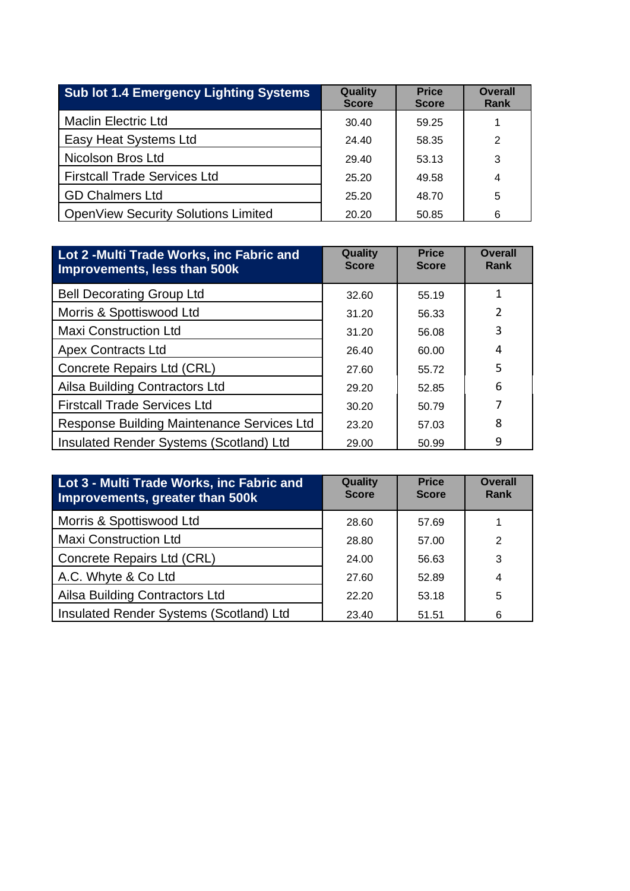| Sub lot 1.4 Emergency Lighting Systems | Quality Score | Price Score | Overall Rank |
|---|---|---|---|
| Maclin Electric Ltd | 30.40 | 59.25 | 1 |
| Easy Heat Systems Ltd | 24.40 | 58.35 | 2 |
| Nicolson Bros Ltd | 29.40 | 53.13 | 3 |
| Firstcall Trade Services Ltd | 25.20 | 49.58 | 4 |
| GD Chalmers Ltd | 25.20 | 48.70 | 5 |
| OpenView Security Solutions Limited | 20.20 | 50.85 | 6 |

| Lot 2 -Multi Trade Works, inc Fabric and Improvements, less than 500k | Quality Score | Price Score | Overall Rank |
|---|---|---|---|
| Bell Decorating Group Ltd | 32.60 | 55.19 | 1 |
| Morris & Spottiswood Ltd | 31.20 | 56.33 | 2 |
| Maxi Construction Ltd | 31.20 | 56.08 | 3 |
| Apex Contracts Ltd | 26.40 | 60.00 | 4 |
| Concrete Repairs Ltd (CRL) | 27.60 | 55.72 | 5 |
| Ailsa Building Contractors Ltd | 29.20 | 52.85 | 6 |
| Firstcall Trade Services Ltd | 30.20 | 50.79 | 7 |
| Response Building Maintenance Services Ltd | 23.20 | 57.03 | 8 |
| Insulated Render Systems (Scotland) Ltd | 29.00 | 50.99 | 9 |

| Lot 3 - Multi Trade Works, inc Fabric and Improvements, greater than 500k | Quality Score | Price Score | Overall Rank |
|---|---|---|---|
| Morris & Spottiswood Ltd | 28.60 | 57.69 | 1 |
| Maxi Consturction Ltd | 28.80 | 57.00 | 2 |
| Concrete Repairs Ltd (CRL) | 24.00 | 56.63 | 3 |
| A.C. Whyte & Co Ltd | 27.60 | 52.89 | 4 |
| Ailsa Building Contractors Ltd | 22.20 | 53.18 | 5 |
| Insulated Render Systems (Scotland) Ltd | 23.40 | 51.51 | 6 |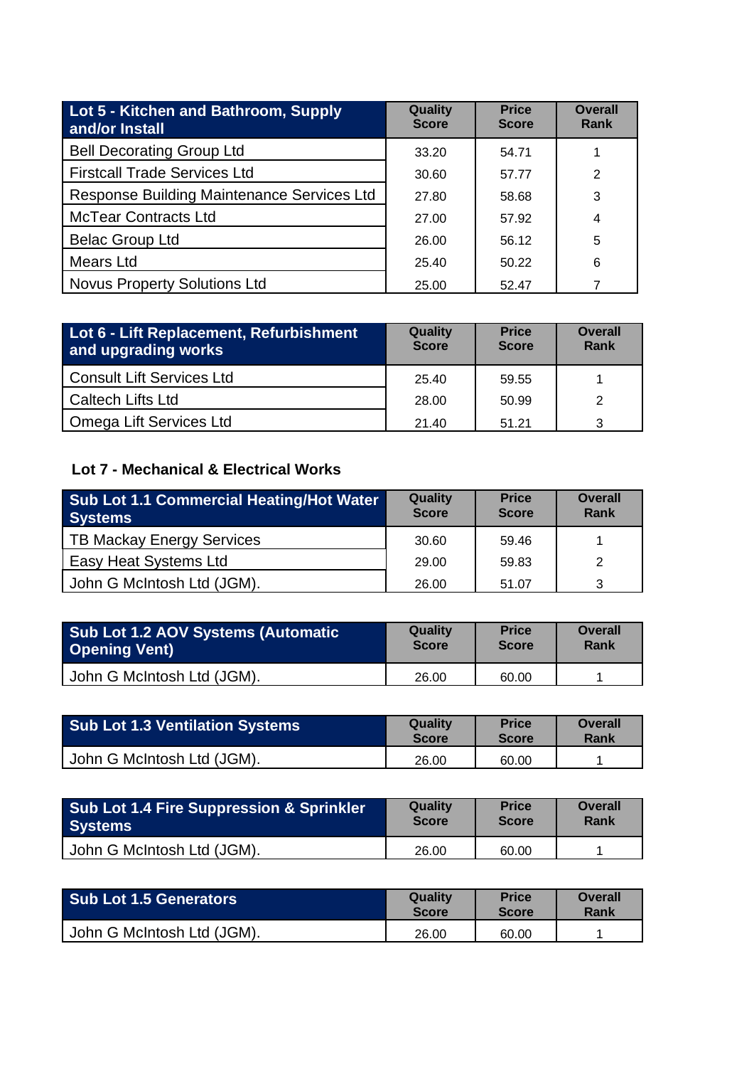| Lot 5 - Kitchen and Bathroom, Supply and/or Install | Quality Score | Price Score | Overall Rank |
|---|---|---|---|
| Bell Decorating Group Ltd | 33.20 | 54.71 | 1 |
| Firstcall Trade Services Ltd | 30.60 | 57.77 | 2 |
| Response Building Maintenance Services Ltd | 27.80 | 58.68 | 3 |
| McTear Contracts Ltd | 27.00 | 57.92 | 4 |
| Belac Group Ltd | 26.00 | 56.12 | 5 |
| Mears Ltd | 25.40 | 50.22 | 6 |
| Novus Property Solutions Ltd | 25.00 | 52.47 | 7 |

| Lot 6 - Lift Replacement, Refurbishment and upgrading works | Quality Score | Price Score | Overall Rank |
|---|---|---|---|
| Consult Lift Services Ltd | 25.40 | 59.55 | 1 |
| Caltech Lifts Ltd | 28.00 | 50.99 | 2 |
| Omega Lift Services Ltd | 21.40 | 51.21 | 3 |

**Lot 7 - Mechanical & Electrical Works**

| Sub Lot 1.1 Commercial Heating/Hot Water Systems | Quality Score | Price Score | Overall Rank |
|---|---|---|---|
| TB Mackay Energy Services | 30.60 | 59.46 | 1 |
| Easy Heat Systems Ltd | 29.00 | 59.83 | 2 |
| John G McIntosh Ltd (JGM). | 26.00 | 51.07 | 3 |

| Sub Lot 1.2 AOV Systems (Automatic Opening Vent) | Quality Score | Price Score | Overall Rank |
|---|---|---|---|
| John G McIntosh Ltd (JGM). | 26.00 | 60.00 | 1 |

| Sub Lot 1.3 Ventilation Systems | Quality Score | Price Score | Overall Rank |
|---|---|---|---|
| John G McIntosh Ltd (JGM). | 26.00 | 60.00 | 1 |

| Sub Lot 1.4 Fire Suppression & Sprinkler Systems | Quality Score | Price Score | Overall Rank |
|---|---|---|---|
| John G McIntosh Ltd (JGM). | 26.00 | 60.00 | 1 |

| Sub Lot 1.5 Generators | Quality Score | Price Score | Overall Rank |
|---|---|---|---|
| John G McIntosh Ltd (JGM). | 26.00 | 60.00 | 1 |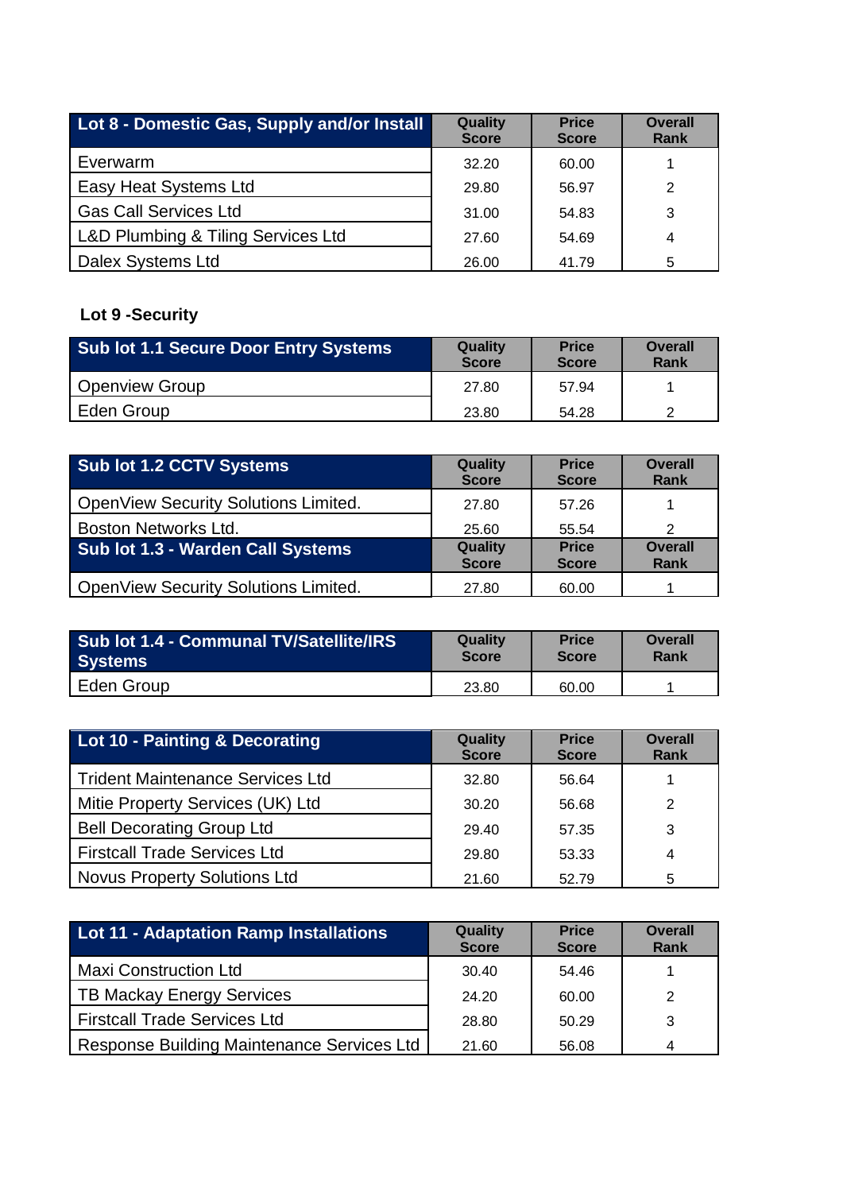| Lot 8 - Domestic Gas, Supply and/or Install | Quality Score | Price Score | Overall Rank |
|---|---|---|---|
| Everwarm | 32.20 | 60.00 | 1 |
| Easy Heat Systems Ltd | 29.80 | 56.97 | 2 |
| Gas Call Services Ltd | 31.00 | 54.83 | 3 |
| L&D Plumbing & Tiling Services Ltd | 27.60 | 54.69 | 4 |
| Dalex Systems Ltd | 26.00 | 41.79 | 5 |

**Lot 9 -Security**

| Sub lot 1.1 Secure Door Entry Systems | Quality Score | Price Score | Overall Rank |
|---|---|---|---|
| Openview Group | 27.80 | 57.94 | 1 |
| Eden Group | 23.80 | 54.28 | 2 |

| Sub lot 1.2 CCTV Systems | Quality Score | Price Score | Overall Rank |
|---|---|---|---|
| OpenView Security Solutions Limited. | 27.80 | 57.26 | 1 |
| Boston Networks Ltd. | 25.60 | 55.54 | 2 |

| Sub lot 1.3 - Warden Call Systems | Quality Score | Price Score | Overall Rank |
|---|---|---|---|
| OpenView Security Solutions Limited. | 27.80 | 60.00 | 1 |

| Sub lot 1.4 - Communal TV/Satellite/IRS Systems | Quality Score | Price Score | Overall Rank |
|---|---|---|---|
| Eden Group | 23.80 | 60.00 | 1 |

| Lot 10 - Painting & Decorating | Quality Score | Price Score | Overall Rank |
|---|---|---|---|
| Trident Maintenance Services Ltd | 32.80 | 56.64 | 1 |
| Mitie Property Services (UK) Ltd | 30.20 | 56.68 | 2 |
| Bell Decorating Group Ltd | 29.40 | 57.35 | 3 |
| Firstcall Trade Services Ltd | 29.80 | 53.33 | 4 |
| Novus Property Solutions Ltd | 21.60 | 52.79 | 5 |

| Lot 11 - Adaptation Ramp Installations | Quality Score | Price Score | Overall Rank |
|---|---|---|---|
| Maxi Construction Ltd | 30.40 | 54.46 | 1 |
| TB Mackay Energy Services | 24.20 | 60.00 | 2 |
| Firstcall Trade Services Ltd | 28.80 | 50.29 | 3 |
| Response Building Maintenance Services Ltd | 21.60 | 56.08 | 4 |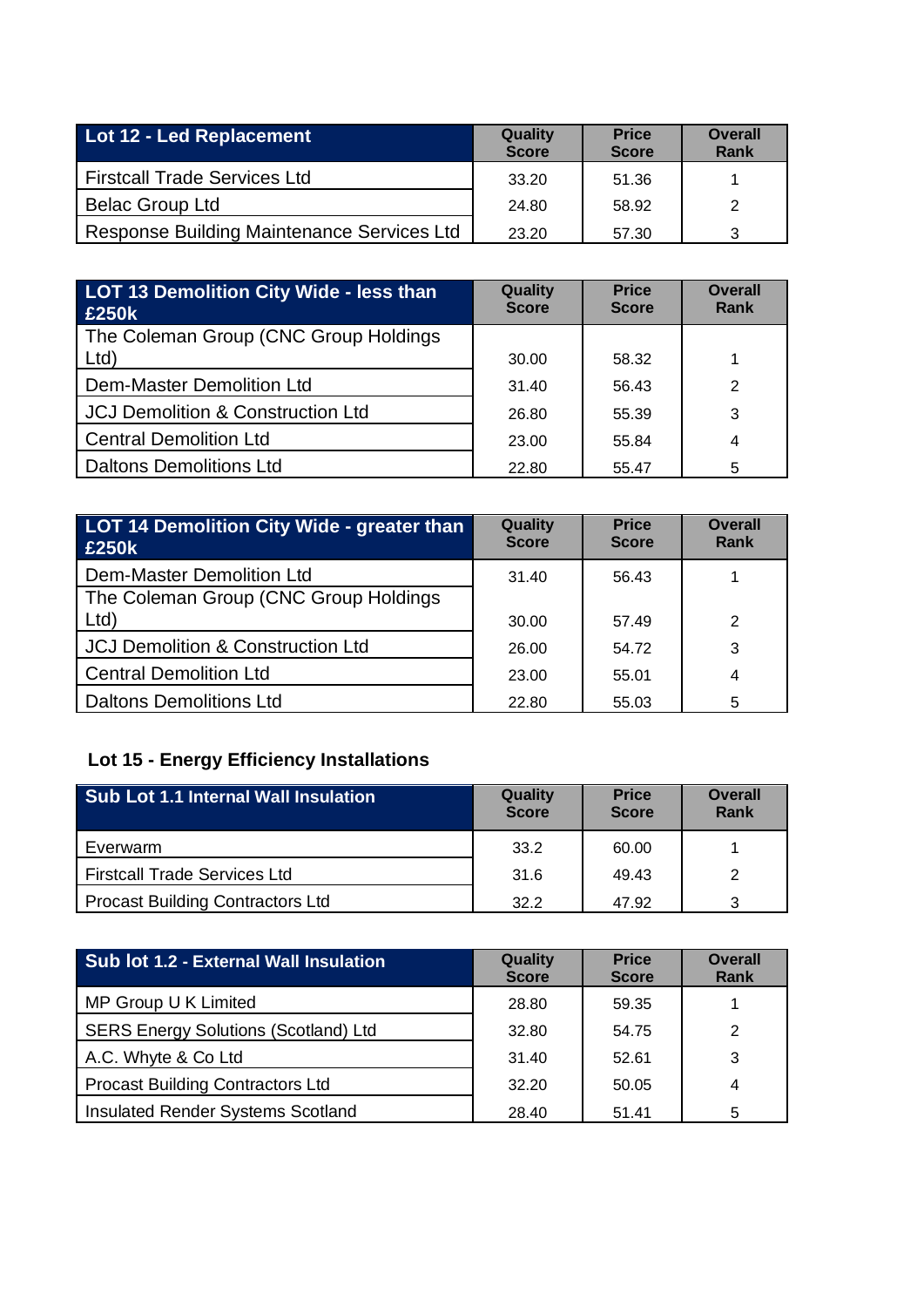| Lot 12 - Led Replacement | Quality Score | Price Score | Overall Rank |
|---|---|---|---|
| Firstcall Trade Services Ltd | 33.20 | 51.36 | 1 |
| Belac Group Ltd | 24.80 | 58.92 | 2 |
| Response Building Maintenance Services Ltd | 23.20 | 57.30 | 3 |

| LOT 13 Demolition City Wide - less than £250k | Quality Score | Price Score | Overall Rank |
|---|---|---|---|
| The Coleman Group (CNC Group Holdings Ltd) | 30.00 | 58.32 | 1 |
| Dem-Master Demolition Ltd | 31.40 | 56.43 | 2 |
| JCJ Demolition & Construction Ltd | 26.80 | 55.39 | 3 |
| Central Demolition Ltd | 23.00 | 55.84 | 4 |
| Daltons Demolitions Ltd | 22.80 | 55.47 | 5 |

| LOT 14 Demolition City Wide - greater than £250k | Quality Score | Price Score | Overall Rank |
|---|---|---|---|
| Dem-Master Demolition Ltd | 31.40 | 56.43 | 1 |
| The Coleman Group (CNC Group Holdings Ltd) | 30.00 | 57.49 | 2 |
| JCJ Demolition & Construction Ltd | 26.00 | 54.72 | 3 |
| Central Demolition Ltd | 23.00 | 55.01 | 4 |
| Daltons Demolitions Ltd | 22.80 | 55.03 | 5 |

**Lot 15 - Energy Efficiency Installations**

| Sub Lot 1.1 Internal Wall Insulation | Quality Score | Price Score | Overall Rank |
|---|---|---|---|
| Everwarm | 33.2 | 60.00 | 1 |
| Firstcall Trade Services Ltd | 31.6 | 49.43 | 2 |
| Procast Building Contractors Ltd | 32.2 | 47.92 | 3 |

| Sub lot 1.2 - External Wall Insulation | Quality Score | Price Score | Overall Rank |
|---|---|---|---|
| MP Group U K Limited | 28.80 | 59.35 | 1 |
| SERS Energy Solutions (Scotland) Ltd | 32.80 | 54.75 | 2 |
| A.C. Whyte & Co Ltd | 31.40 | 52.61 | 3 |
| Procast Building Contractors Ltd | 32.20 | 50.05 | 4 |
| Insulated Render Systems Scotland | 28.40 | 51.41 | 5 |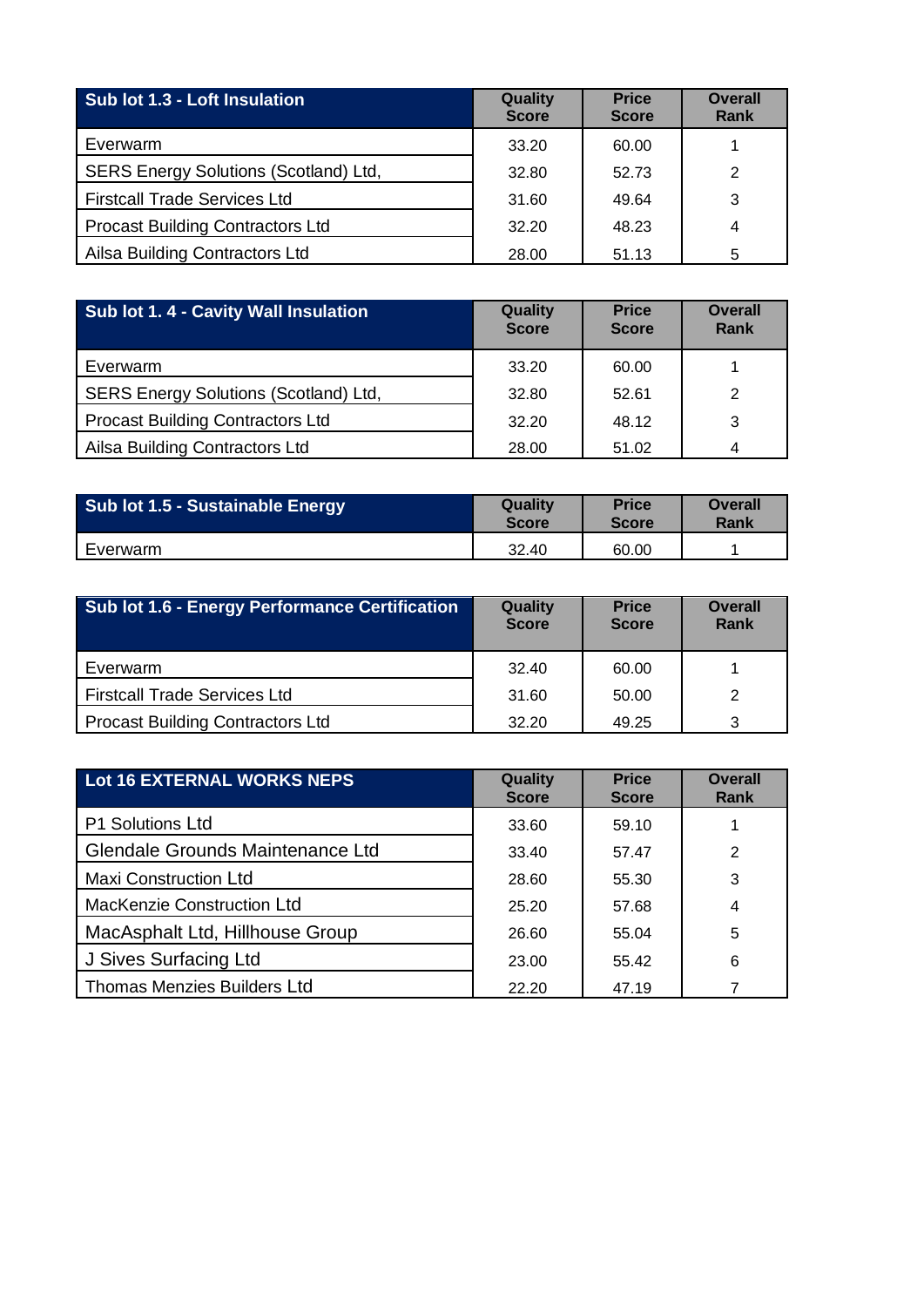| Sub lot 1.3 - Loft Insulation | Quality Score | Price Score | Overall Rank |
|---|---|---|---|
| Everwarm | 33.20 | 60.00 | 1 |
| SERS Energy Solutions (Scotland) Ltd, | 32.80 | 52.73 | 2 |
| Firstcall Trade Services Ltd | 31.60 | 49.64 | 3 |
| Procast Building Contractors Ltd | 32.20 | 48.23 | 4 |
| Ailsa Building Contractors Ltd | 28.00 | 51.13 | 5 |

| Sub lot 1. 4 - Cavity Wall Insulation | Quality Score | Price Score | Overall Rank |
|---|---|---|---|
| Everwarm | 33.20 | 60.00 | 1 |
| SERS Energy Solutions (Scotland) Ltd, | 32.80 | 52.61 | 2 |
| Procast Building Contractors Ltd | 32.20 | 48.12 | 3 |
| Ailsa Building Contractors Ltd | 28.00 | 51.02 | 4 |

| Sub lot 1.5 - Sustainable Energy | Quality Score | Price Score | Overall Rank |
|---|---|---|---|
| Everwarm | 32.40 | 60.00 | 1 |

| Sub lot 1.6 - Energy Performance Certification | Quality Score | Price Score | Overall Rank |
|---|---|---|---|
| Everwarm | 32.40 | 60.00 | 1 |
| Firstcall Trade Services Ltd | 31.60 | 50.00 | 2 |
| Procast Building Contractors Ltd | 32.20 | 49.25 | 3 |

| Lot 16 EXTERNAL WORKS NEPS | Quality Score | Price Score | Overall Rank |
|---|---|---|---|
| P1 Solutions Ltd | 33.60 | 59.10 | 1 |
| Glendale Grounds Maintenance Ltd | 33.40 | 57.47 | 2 |
| Maxi Construction Ltd | 28.60 | 55.30 | 3 |
| MacKenzie Construction Ltd | 25.20 | 57.68 | 4 |
| MacAsphalt Ltd, Hillhouse Group | 26.60 | 55.04 | 5 |
| J Sives Surfacing Ltd | 23.00 | 55.42 | 6 |
| Thomas Menzies Builders Ltd | 22.20 | 47.19 | 7 |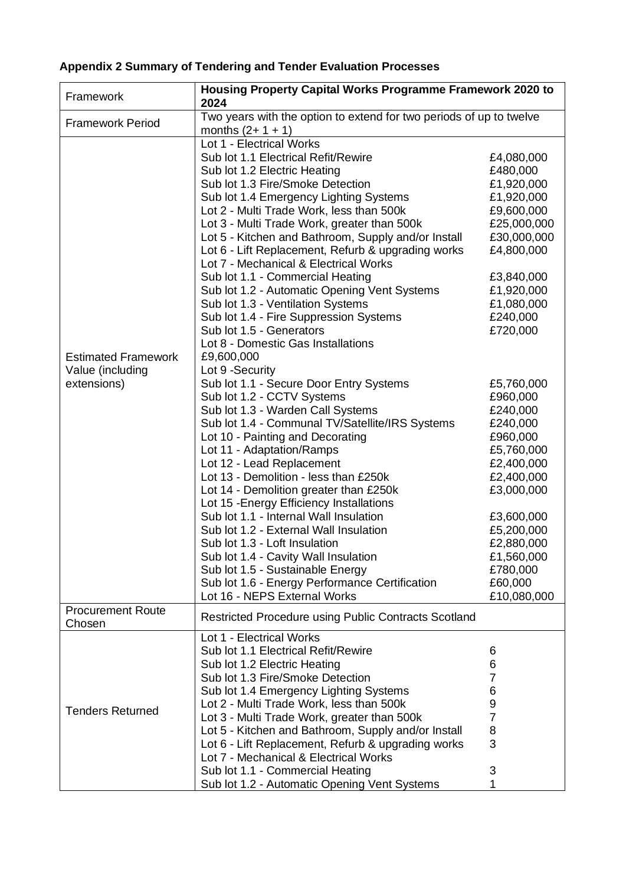**Appendix 2 Summary of Tendering and Tender Evaluation Processes**

| Framework | Housing Property Capital Works Programme Framework 2020 to 2024 | |
|---|---|---|
| Framework Period | Two years with the option to extend for two periods of up to twelve months (2+ 1 + 1) | |
| Estimated Framework Value (including extensions) | Lot 1 - Electrical Works | |
| | Sub lot 1.1 Electrical Refit/Rewire | £4,080,000 |
| | Sub lot 1.2 Electric Heating | £480,000 |
| | Sub lot 1.3 Fire/Smoke Detection | £1,920,000 |
| | Sub lot 1.4 Emergency Lighting Systems | £1,920,000 |
| | Lot 2 - Multi Trade Work, less than 500k | £9,600,000 |
| | Lot 3 - Multi Trade Work, greater than 500k | £25,000,000 |
| | Lot 5 - Kitchen and Bathroom, Supply and/or Install | £30,000,000 |
| | Lot 6 - Lift Replacement, Refurb & upgrading works | £4,800,000 |
| | Lot 7 - Mechanical & Electrical Works | |
| | Sub lot 1.1 - Commercial Heating | £3,840,000 |
| | Sub lot 1.2 - Automatic Opening Vent Systems | £1,920,000 |
| | Sub lot 1.3 - Ventilation Systems | £1,080,000 |
| | Sub lot 1.4 - Fire Suppression Systems | £240,000 |
| | Sub lot 1.5 - Generators | £720,000 |
| | Lot 8 - Domestic Gas Installations | |
| | £9,600,000 | |
| | Lot 9 -Security | |
| | Sub lot 1.1 - Secure Door Entry Systems | £5,760,000 |
| | Sub lot 1.2 - CCTV Systems | £960,000 |
| | Sub lot 1.3 - Warden Call Systems | £240,000 |
| | Sub lot 1.4 - Communal TV/Satellite/IRS Systems | £240,000 |
| | Lot 10 - Painting and Decorating | £960,000 |
| | Lot 11 - Adaptation/Ramps | £5,760,000 |
| | Lot 12 - Lead Replacement | £2,400,000 |
| | Lot 13 - Demolition - less than £250k | £2,400,000 |
| | Lot 14 - Demolition greater than £250k | £3,000,000 |
| | Lot 15 -Energy Efficiency Installations | |
| | Sub lot 1.1 - Internal Wall Insulation | £3,600,000 |
| | Sub lot 1.2 - External Wall Insulation | £5,200,000 |
| | Sub lot 1.3 - Loft Insulation | £2,880,000 |
| | Sub lot 1.4 - Cavity Wall Insulation | £1,560,000 |
| | Sub lot 1.5 - Sustainable Energy | £780,000 |
| | Sub lot 1.6 - Energy Performance Certification | £60,000 |
| | Lot 16 - NEPS External Works | £10,080,000 |
| Procurement Route Chosen | Restricted Procedure using Public Contracts Scotland | |
| Tenders Returned | Lot 1 - Electrical Works | |
| | Sub lot 1.1 Electrical Refit/Rewire | 6 |
| | Sub lot 1.2 Electric Heating | 6 |
| | Sub lot 1.3 Fire/Smoke Detection | 7 |
| | Sub lot 1.4 Emergency Lighting Systems | 6 |
| | Lot 2 - Multi Trade Work, less than 500k | 9 |
| | Lot 3 - Multi Trade Work, greater than 500k | 7 |
| | Lot 5 - Kitchen and Bathroom, Supply and/or Install | 8 |
| | Lot 6 - Lift Replacement, Refurb & upgrading works | 3 |
| | Lot 7 - Mechanical & Electrical Works | |
| | Sub lot 1.1 - Commercial Heating | 3 |
| | Sub lot 1.2 - Automatic Opening Vent Systems | 1 |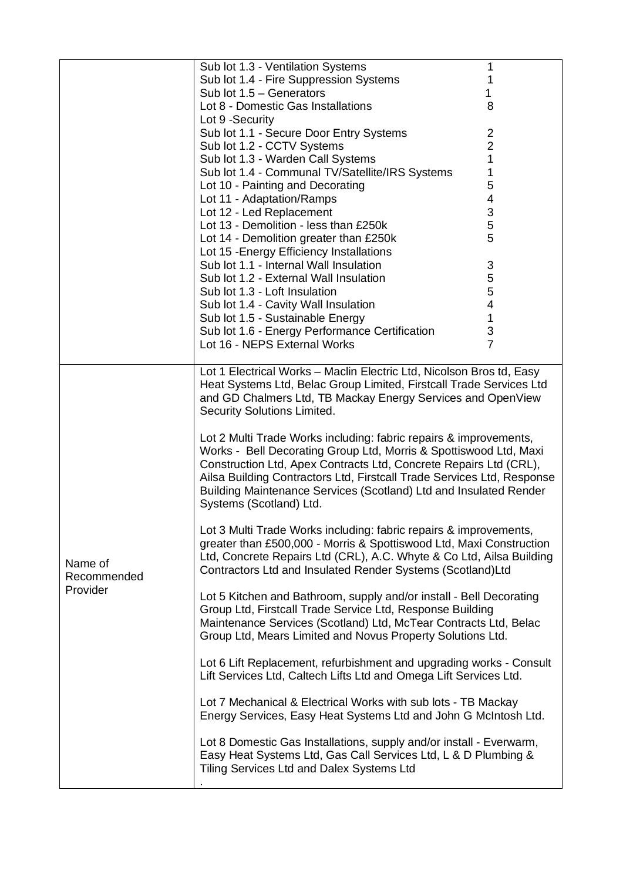| | |
|---|---|
| | Sub lot 1.3 - Ventilation Systems 1<br>Sub lot 1.4 - Fire Suppression Systems 1<br>Sub lot 1.5 – Generators 1<br>Lot 8 - Domestic Gas Installations 8<br>Lot 9 -Security<br>Sub lot 1.1 - Secure Door Entry Systems 2<br>Sub lot 1.2 - CCTV Systems 2<br>Sub lot 1.3 - Warden Call Systems 1<br>Sub lot 1.4 - Communal TV/Satellite/IRS Systems 1<br>Lot 10 - Painting and Decorating 5<br>Lot 11 - Adaptation/Ramps 4<br>Lot 12 - Led Replacement 3<br>Lot 13 - Demolition - less than £250k 5<br>Lot 14 - Demolition greater than £250k 5<br>Lot 15 -Energy Efficiency Installations<br>Sub lot 1.1 - Internal Wall Insulation 3<br>Sub lot 1.2 - External Wall Insulation 5<br>Sub lot 1.3 - Loft Insulation 5<br>Sub lot 1.4 - Cavity Wall Insulation 4<br>Sub lot 1.5 - Sustainable Energy 1<br>Sub lot 1.6 - Energy Performance Certification 3<br>Lot 16 - NEPS External Works 7 |
| Name of Recommended Provider | Lot 1 Electrical Works – Maclin Electric Ltd, Nicolson Bros td, Easy Heat Systems Ltd, Belac Group Limited, Firstcall Trade Services Ltd and GD Chalmers Ltd, TB Mackay Energy Services and OpenView Security Solutions Limited.<br><br>Lot 2 Multi Trade Works including: fabric repairs & improvements, Works - Bell Decorating Group Ltd, Morris & Spottiswood Ltd, Maxi Construction Ltd, Apex Contracts Ltd, Concrete Repairs Ltd (CRL), Ailsa Building Contractors Ltd, Firstcall Trade Services Ltd, Response Building Maintenance Services (Scotland) Ltd and Insulated Render Systems (Scotland) Ltd.<br><br>Lot 3 Multi Trade Works including: fabric repairs & improvements, greater than £500,000 - Morris & Spottiswood Ltd, Maxi Construction Ltd, Concrete Repairs Ltd (CRL), A.C. Whyte & Co Ltd, Ailsa Building Contractors Ltd and Insulated Render Systems (Scotland)Ltd<br><br>Lot 5 Kitchen and Bathroom, supply and/or install - Bell Decorating Group Ltd, Firstcall Trade Service Ltd, Response Building Maintenance Services (Scotland) Ltd, McTear Contracts Ltd, Belac Group Ltd, Mears Limited and Novus Property Solutions Ltd.<br><br>Lot 6 Lift Replacement, refurbishment and upgrading works - Consult Lift Services Ltd, Caltech Lifts Ltd and Omega Lift Services Ltd.<br><br>Lot 7 Mechanical & Electrical Works with sub lots - TB Mackay Energy Services, Easy Heat Systems Ltd and John G McIntosh Ltd.<br><br>Lot 8 Domestic Gas Installations, supply and/or install - Everwarm, Easy Heat Systems Ltd, Gas Call Services Ltd, L & D Plumbing & Tiling Services Ltd and Dalex Systems Ltd<br>. |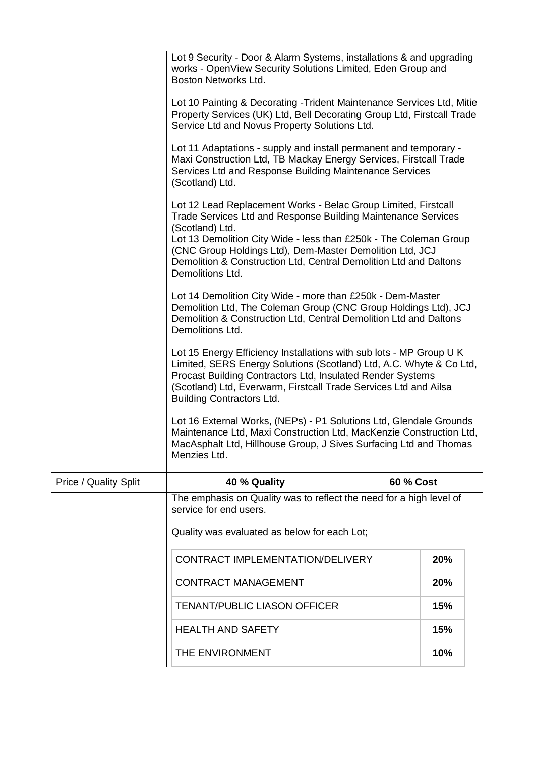| | | |
|---|---|---|
| | Lot 9 Security - Door & Alarm Systems, installations & and upgrading works - OpenView Security Solutions Limited, Eden Group and Boston Networks Ltd.<br><br>Lot 10 Painting & Decorating -Trident Maintenance Services Ltd, Mitie Property Services (UK) Ltd, Bell Decorating Group Ltd, Firstcall Trade Service Ltd and Novus Property Solutions Ltd.<br><br>Lot 11 Adaptations - supply and install permanent and temporary - Maxi Construction Ltd, TB Mackay Energy Services, Firstcall Trade Services Ltd and Response Building Maintenance Services (Scotland) Ltd.<br><br>Lot 12 Lead Replacement Works - Belac Group Limited, Firstcall Trade Services Ltd and Response Building Maintenance Services (Scotland) Ltd.<br>Lot 13 Demolition City Wide - less than £250k - The Coleman Group (CNC Group Holdings Ltd), Dem-Master Demolition Ltd, JCJ Demolition & Construction Ltd, Central Demolition Ltd and Daltons Demolitions Ltd.<br><br>Lot 14 Demolition City Wide - more than £250k - Dem-Master Demolition Ltd, The Coleman Group (CNC Group Holdings Ltd), JCJ Demolition & Construction Ltd, Central Demolition Ltd and Daltons Demolitions Ltd.<br><br>Lot 15 Energy Efficiency Installations with sub lots - MP Group U K Limited, SERS Energy Solutions (Scotland) Ltd, A.C. Whyte & Co Ltd, Procast Building Contractors Ltd, Insulated Render Systems (Scotland) Ltd, Everwarm, Firstcall Trade Services Ltd and Ailsa Building Contractors Ltd.<br><br>Lot 16 External Works, (NEPs) - P1 Solutions Ltd, Glendale Grounds Maintenance Ltd, Maxi Construction Ltd, MacKenzie Construction Ltd, MacAsphalt Ltd, Hillhouse Group, J Sives Surfacing Ltd and Thomas Menzies Ltd. | |
| Price / Quality Split | **40 % Quality** | **60 % Cost** |
| | The emphasis on Quality was to reflect the need for a high level of service for end users.<br><br>Quality was evaluated as below for each Lot; | |

| | |
|---|---|
| CONTRACT IMPLEMENTATION/DELIVERY | **20%** |
| CONTRACT MANAGEMENT | **20%** |
| TENANT/PUBLIC LIASON OFFICER | **15%** |
| HEALTH AND SAFETY | **15%** |
| THE ENVIRONMENT | **10%** |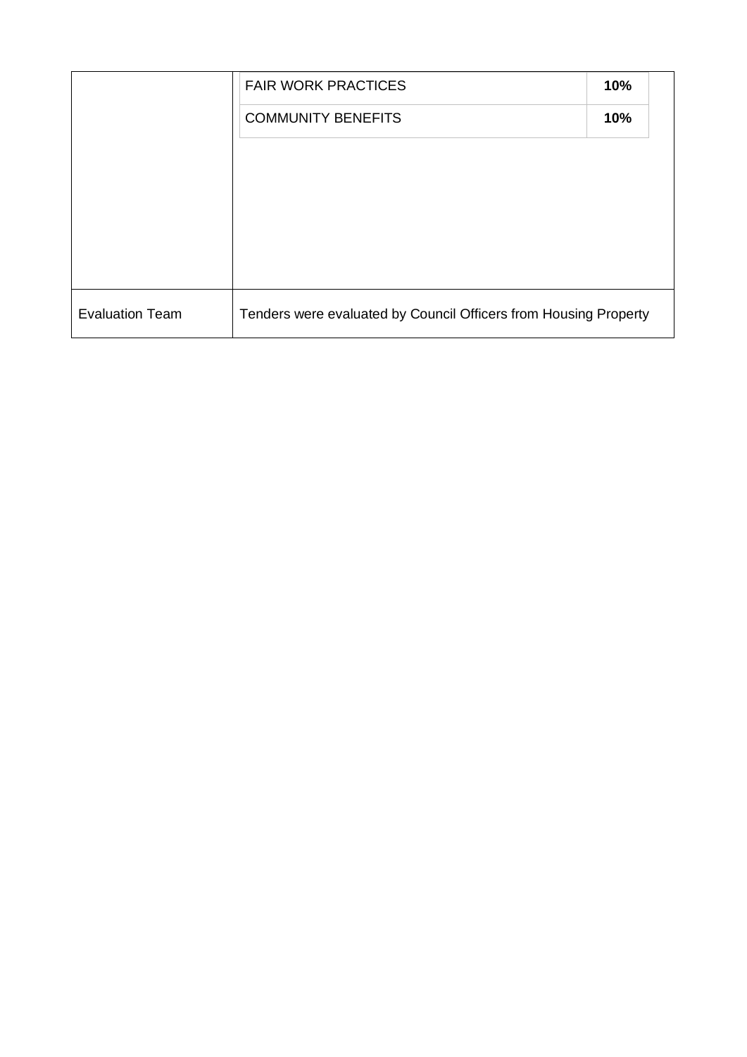| | | |
|---|---|---|
| | FAIR WORK PRACTICES | **10%** |
| | COMMUNITY BENEFITS | **10%** |
| Evaluation Team | Tenders were evaluated by Council Officers from Housing Property | |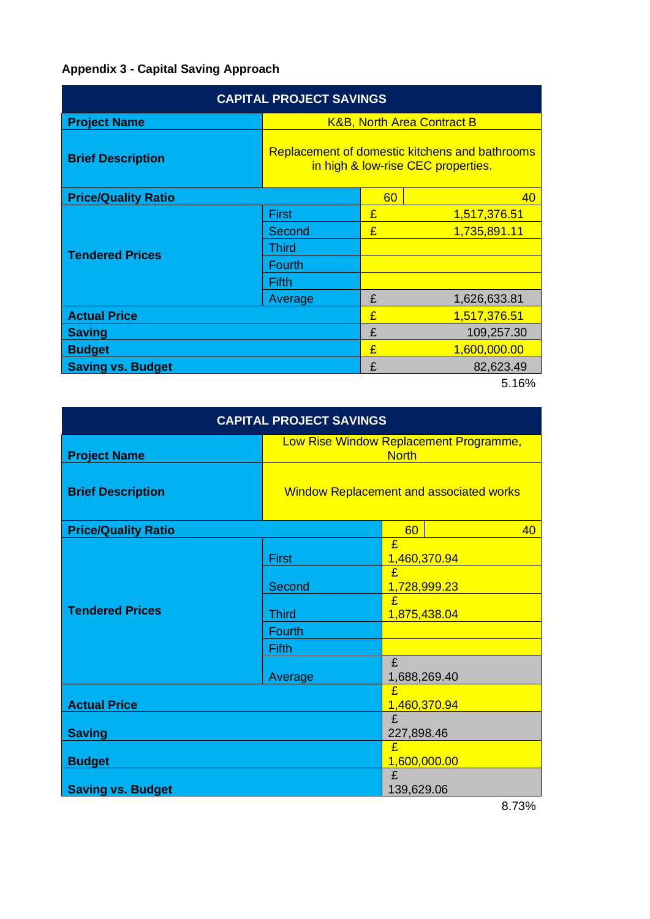**Appendix 3 - Capital Saving Approach**

| CAPITAL PROJECT SAVINGS | | | |
|---|---|---|---|
| **Project Name** | K&B, North Area Contract B | | |
| **Brief Description** | Replacement of domestic kitchens and bathrooms in high & low-rise CEC properties. | | |
| **Price/Quality Ratio** | | 60 | 40 |
| **Tendered Prices** | First | £ | 1,517,376.51 |
| | Second | £ | 1,735,891.11 |
| | Third | | |
| | Fourth | | |
| | Fifth | | |
| | Average | £ | 1,626,633.81 |
| **Actual Price** | | £ | 1,517,376.51 |
| **Saving** | | £ | 109,257.30 |
| **Budget** | | £ | 1,600,000.00 |
| **Saving vs. Budget** | | £ | 82,623.49 |
| | | | 5.16% |

| CAPITAL PROJECT SAVINGS | | | |
|---|---|---|---|
| **Project Name** | Low Rise Window Replacement Programme, North | | |
| **Brief Description** | Window Replacement and associated works | | |
| **Price/Quality Ratio** | | 60 | 40 |
| **Tendered Prices** | First | £ 1,460,370.94 | |
| | Second | £ 1,728,999.23 | |
| | Third | £ 1,875,438.04 | |
| | Fourth | | |
| | Fifth | | |
| | Average | £ 1,688,269.40 | |
| **Actual Price** | | £ 1,460,370.94 | |
| **Saving** | | £ 227,898.46 | |
| **Budget** | | £ 1,600,000.00 | |
| **Saving vs. Budget** | | £ 139,629.06 | |
| | | | 8.73% |